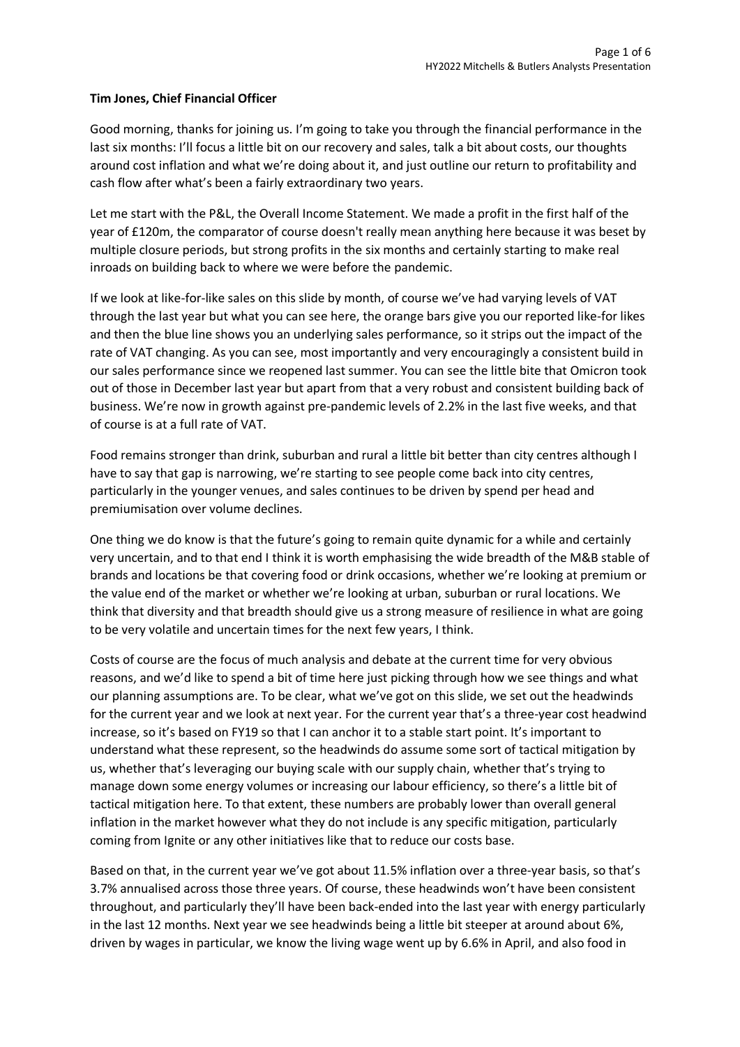**Tim Jones, Chief Financial Officer**

Good morning, thanks for joining us. I'm going to take you through the financial performance in the last six months: I'll focus a little bit on our recovery and sales, talk a bit about costs, our thoughts around cost inflation and what we're doing about it, and just outline our return to profitability and cash flow after what's been a fairly extraordinary two years.

Let me start with the P&L, the Overall Income Statement. We made a profit in the first half of the year of £120m, the comparator of course doesn't really mean anything here because it was beset by multiple closure periods, but strong profits in the six months and certainly starting to make real inroads on building back to where we were before the pandemic.

If we look at like-for-like sales on this slide by month, of course we've had varying levels of VAT through the last year but what you can see here, the orange bars give you our reported like-for likes and then the blue line shows you an underlying sales performance, so it strips out the impact of the rate of VAT changing. As you can see, most importantly and very encouragingly a consistent build in our sales performance since we reopened last summer. You can see the little bite that Omicron took out of those in December last year but apart from that a very robust and consistent building back of business. We're now in growth against pre-pandemic levels of 2.2% in the last five weeks, and that of course is at a full rate of VAT.

Food remains stronger than drink, suburban and rural a little bit better than city centres although I have to say that gap is narrowing, we're starting to see people come back into city centres, particularly in the younger venues, and sales continues to be driven by spend per head and premiumisation over volume declines.

One thing we do know is that the future's going to remain quite dynamic for a while and certainly very uncertain, and to that end I think it is worth emphasising the wide breadth of the M&B stable of brands and locations be that covering food or drink occasions, whether we're looking at premium or the value end of the market or whether we're looking at urban, suburban or rural locations. We think that diversity and that breadth should give us a strong measure of resilience in what are going to be very volatile and uncertain times for the next few years, I think.

Costs of course are the focus of much analysis and debate at the current time for very obvious reasons, and we'd like to spend a bit of time here just picking through how we see things and what our planning assumptions are. To be clear, what we've got on this slide, we set out the headwinds for the current year and we look at next year. For the current year that's a three-year cost headwind increase, so it's based on FY19 so that I can anchor it to a stable start point. It's important to understand what these represent, so the headwinds do assume some sort of tactical mitigation by us, whether that's leveraging our buying scale with our supply chain, whether that's trying to manage down some energy volumes or increasing our labour efficiency, so there's a little bit of tactical mitigation here. To that extent, these numbers are probably lower than overall general inflation in the market however what they do not include is any specific mitigation, particularly coming from Ignite or any other initiatives like that to reduce our costs base.

Based on that, in the current year we've got about 11.5% inflation over a three-year basis, so that's 3.7% annualised across those three years. Of course, these headwinds won't have been consistent throughout, and particularly they'll have been back-ended into the last year with energy particularly in the last 12 months. Next year we see headwinds being a little bit steeper at around about 6%, driven by wages in particular, we know the living wage went up by 6.6% in April, and also food in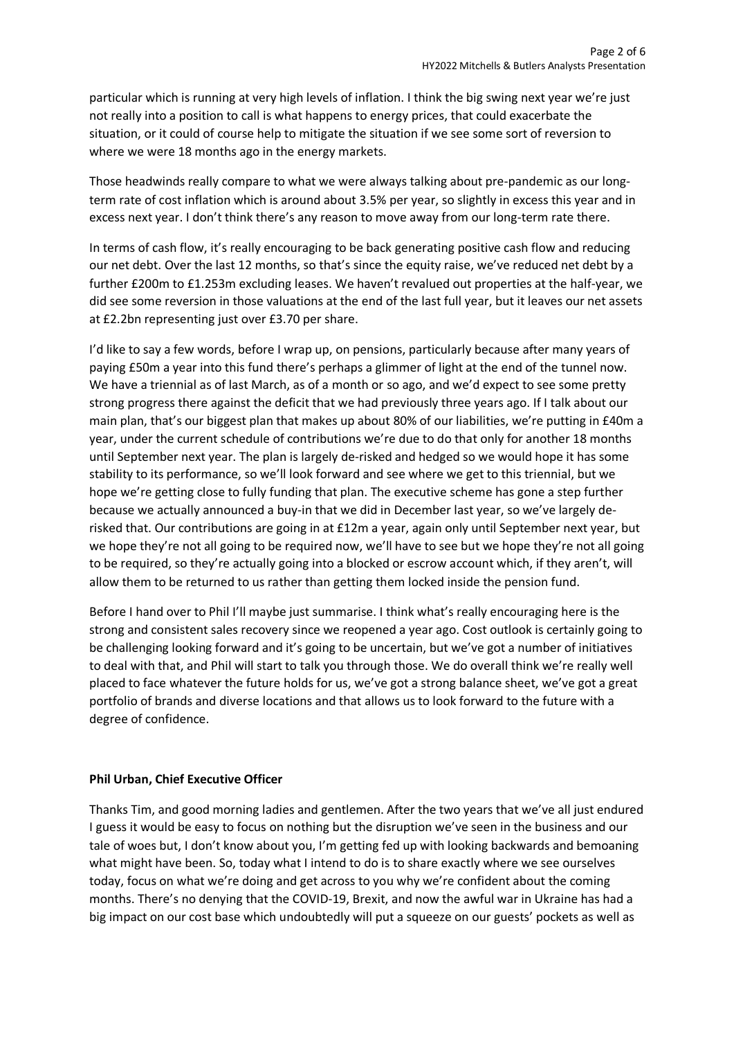particular which is running at very high levels of inflation. I think the big swing next year we're just not really into a position to call is what happens to energy prices, that could exacerbate the situation, or it could of course help to mitigate the situation if we see some sort of reversion to where we were 18 months ago in the energy markets.

Those headwinds really compare to what we were always talking about pre-pandemic as our long-term rate of cost inflation which is around about 3.5% per year, so slightly in excess this year and in excess next year. I don't think there's any reason to move away from our long-term rate there.

In terms of cash flow, it's really encouraging to be back generating positive cash flow and reducing our net debt. Over the last 12 months, so that's since the equity raise, we've reduced net debt by a further £200m to £1.253m excluding leases. We haven't revalued out properties at the half-year, we did see some reversion in those valuations at the end of the last full year, but it leaves our net assets at £2.2bn representing just over £3.70 per share.

I'd like to say a few words, before I wrap up, on pensions, particularly because after many years of paying £50m a year into this fund there's perhaps a glimmer of light at the end of the tunnel now. We have a triennial as of last March, as of a month or so ago, and we'd expect to see some pretty strong progress there against the deficit that we had previously three years ago. If I talk about our main plan, that's our biggest plan that makes up about 80% of our liabilities, we're putting in £40m a year, under the current schedule of contributions we're due to do that only for another 18 months until September next year. The plan is largely de-risked and hedged so we would hope it has some stability to its performance, so we'll look forward and see where we get to this triennial, but we hope we're getting close to fully funding that plan. The executive scheme has gone a step further because we actually announced a buy-in that we did in December last year, so we've largely de-risked that. Our contributions are going in at £12m a year, again only until September next year, but we hope they're not all going to be required now, we'll have to see but we hope they're not all going to be required, so they're actually going into a blocked or escrow account which, if they aren't, will allow them to be returned to us rather than getting them locked inside the pension fund.

Before I hand over to Phil I'll maybe just summarise. I think what's really encouraging here is the strong and consistent sales recovery since we reopened a year ago. Cost outlook is certainly going to be challenging looking forward and it's going to be uncertain, but we've got a number of initiatives to deal with that, and Phil will start to talk you through those. We do overall think we're really well placed to face whatever the future holds for us, we've got a strong balance sheet, we've got a great portfolio of brands and diverse locations and that allows us to look forward to the future with a degree of confidence.

**Phil Urban, Chief Executive Officer**

Thanks Tim, and good morning ladies and gentlemen. After the two years that we've all just endured I guess it would be easy to focus on nothing but the disruption we've seen in the business and our tale of woes but, I don't know about you, I'm getting fed up with looking backwards and bemoaning what might have been. So, today what I intend to do is to share exactly where we see ourselves today, focus on what we're doing and get across to you why we're confident about the coming months. There's no denying that the COVID-19, Brexit, and now the awful war in Ukraine has had a big impact on our cost base which undoubtedly will put a squeeze on our guests' pockets as well as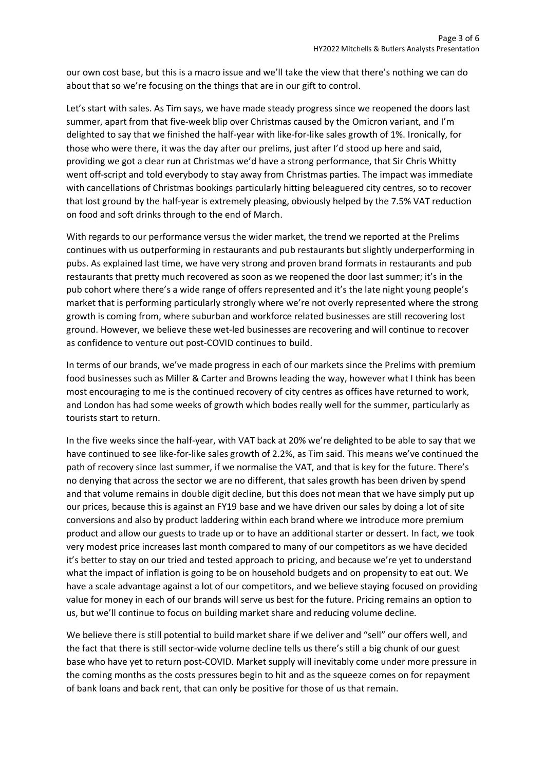our own cost base, but this is a macro issue and we'll take the view that there's nothing we can do about that so we're focusing on the things that are in our gift to control.

Let's start with sales. As Tim says, we have made steady progress since we reopened the doors last summer, apart from that five-week blip over Christmas caused by the Omicron variant, and I'm delighted to say that we finished the half-year with like-for-like sales growth of 1%. Ironically, for those who were there, it was the day after our prelims, just after I'd stood up here and said, providing we got a clear run at Christmas we'd have a strong performance, that Sir Chris Whitty went off-script and told everybody to stay away from Christmas parties. The impact was immediate with cancellations of Christmas bookings particularly hitting beleaguered city centres, so to recover that lost ground by the half-year is extremely pleasing, obviously helped by the 7.5% VAT reduction on food and soft drinks through to the end of March.

With regards to our performance versus the wider market, the trend we reported at the Prelims continues with us outperforming in restaurants and pub restaurants but slightly underperforming in pubs. As explained last time, we have very strong and proven brand formats in restaurants and pub restaurants that pretty much recovered as soon as we reopened the door last summer; it's in the pub cohort where there's a wide range of offers represented and it's the late night young people's market that is performing particularly strongly where we're not overly represented where the strong growth is coming from, where suburban and workforce related businesses are still recovering lost ground. However, we believe these wet-led businesses are recovering and will continue to recover as confidence to venture out post-COVID continues to build.

In terms of our brands, we've made progress in each of our markets since the Prelims with premium food businesses such as Miller & Carter and Browns leading the way, however what I think has been most encouraging to me is the continued recovery of city centres as offices have returned to work, and London has had some weeks of growth which bodes really well for the summer, particularly as tourists start to return.

In the five weeks since the half-year, with VAT back at 20% we're delighted to be able to say that we have continued to see like-for-like sales growth of 2.2%, as Tim said. This means we've continued the path of recovery since last summer, if we normalise the VAT, and that is key for the future. There's no denying that across the sector we are no different, that sales growth has been driven by spend and that volume remains in double digit decline, but this does not mean that we have simply put up our prices, because this is against an FY19 base and we have driven our sales by doing a lot of site conversions and also by product laddering within each brand where we introduce more premium product and allow our guests to trade up or to have an additional starter or dessert. In fact, we took very modest price increases last month compared to many of our competitors as we have decided it's better to stay on our tried and tested approach to pricing, and because we're yet to understand what the impact of inflation is going to be on household budgets and on propensity to eat out. We have a scale advantage against a lot of our competitors, and we believe staying focused on providing value for money in each of our brands will serve us best for the future. Pricing remains an option to us, but we'll continue to focus on building market share and reducing volume decline.

We believe there is still potential to build market share if we deliver and "sell" our offers well, and the fact that there is still sector-wide volume decline tells us there's still a big chunk of our guest base who have yet to return post-COVID. Market supply will inevitably come under more pressure in the coming months as the costs pressures begin to hit and as the squeeze comes on for repayment of bank loans and back rent, that can only be positive for those of us that remain.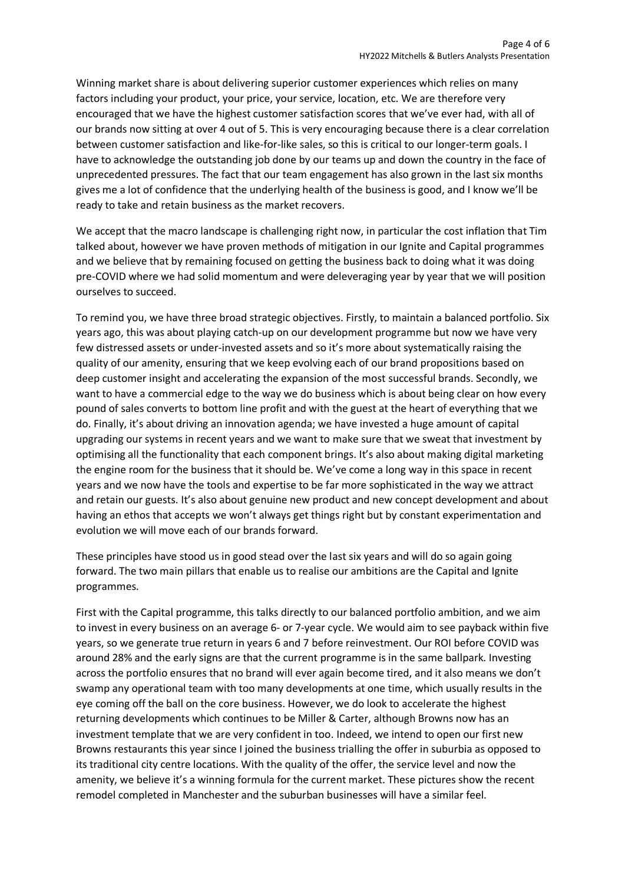Winning market share is about delivering superior customer experiences which relies on many factors including your product, your price, your service, location, etc. We are therefore very encouraged that we have the highest customer satisfaction scores that we've ever had, with all of our brands now sitting at over 4 out of 5. This is very encouraging because there is a clear correlation between customer satisfaction and like-for-like sales, so this is critical to our longer-term goals. I have to acknowledge the outstanding job done by our teams up and down the country in the face of unprecedented pressures. The fact that our team engagement has also grown in the last six months gives me a lot of confidence that the underlying health of the business is good, and I know we'll be ready to take and retain business as the market recovers.

We accept that the macro landscape is challenging right now, in particular the cost inflation that Tim talked about, however we have proven methods of mitigation in our Ignite and Capital programmes and we believe that by remaining focused on getting the business back to doing what it was doing pre-COVID where we had solid momentum and were deleveraging year by year that we will position ourselves to succeed.

To remind you, we have three broad strategic objectives. Firstly, to maintain a balanced portfolio. Six years ago, this was about playing catch-up on our development programme but now we have very few distressed assets or under-invested assets and so it's more about systematically raising the quality of our amenity, ensuring that we keep evolving each of our brand propositions based on deep customer insight and accelerating the expansion of the most successful brands. Secondly, we want to have a commercial edge to the way we do business which is about being clear on how every pound of sales converts to bottom line profit and with the guest at the heart of everything that we do. Finally, it's about driving an innovation agenda; we have invested a huge amount of capital upgrading our systems in recent years and we want to make sure that we sweat that investment by optimising all the functionality that each component brings. It's also about making digital marketing the engine room for the business that it should be. We've come a long way in this space in recent years and we now have the tools and expertise to be far more sophisticated in the way we attract and retain our guests. It's also about genuine new product and new concept development and about having an ethos that accepts we won't always get things right but by constant experimentation and evolution we will move each of our brands forward.

These principles have stood us in good stead over the last six years and will do so again going forward. The two main pillars that enable us to realise our ambitions are the Capital and Ignite programmes.

First with the Capital programme, this talks directly to our balanced portfolio ambition, and we aim to invest in every business on an average 6- or 7-year cycle. We would aim to see payback within five years, so we generate true return in years 6 and 7 before reinvestment. Our ROI before COVID was around 28% and the early signs are that the current programme is in the same ballpark. Investing across the portfolio ensures that no brand will ever again become tired, and it also means we don't swamp any operational team with too many developments at one time, which usually results in the eye coming off the ball on the core business. However, we do look to accelerate the highest returning developments which continues to be Miller & Carter, although Browns now has an investment template that we are very confident in too. Indeed, we intend to open our first new Browns restaurants this year since I joined the business trialling the offer in suburbia as opposed to its traditional city centre locations. With the quality of the offer, the service level and now the amenity, we believe it's a winning formula for the current market. These pictures show the recent remodel completed in Manchester and the suburban businesses will have a similar feel.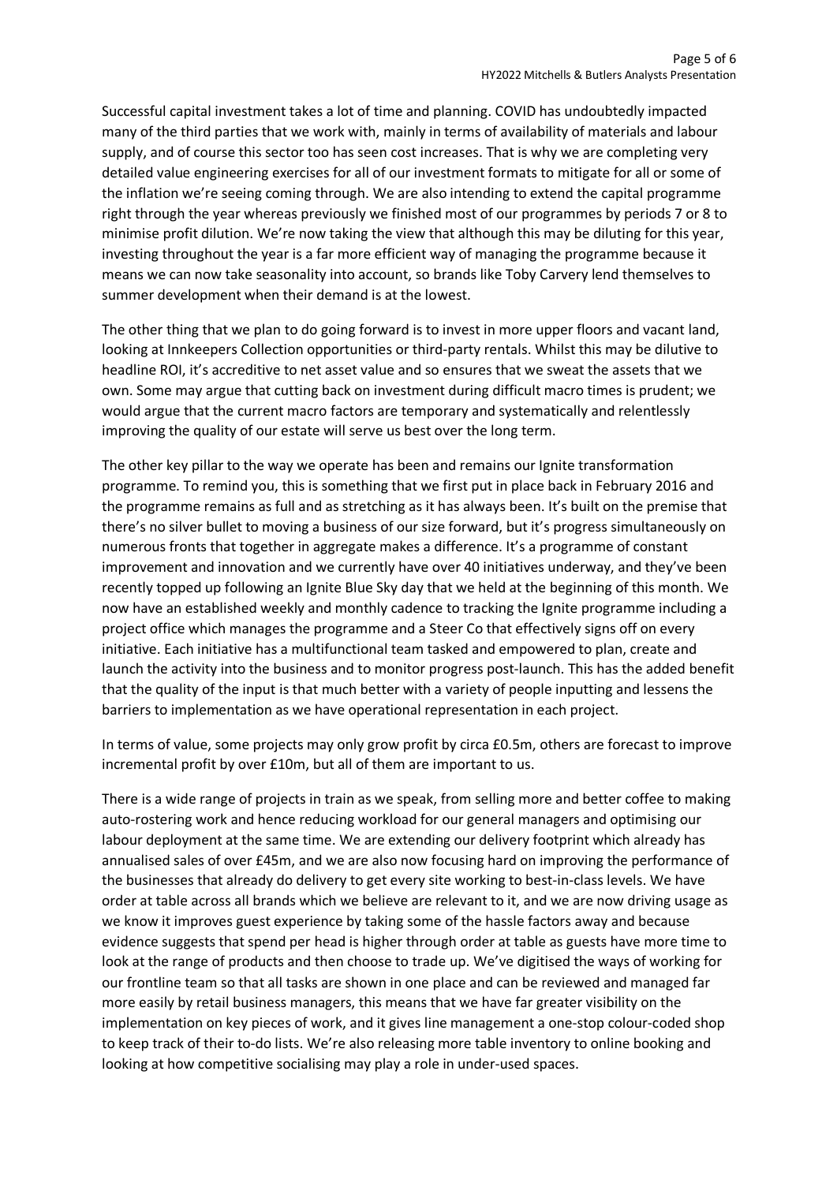Successful capital investment takes a lot of time and planning. COVID has undoubtedly impacted many of the third parties that we work with, mainly in terms of availability of materials and labour supply, and of course this sector too has seen cost increases. That is why we are completing very detailed value engineering exercises for all of our investment formats to mitigate for all or some of the inflation we're seeing coming through. We are also intending to extend the capital programme right through the year whereas previously we finished most of our programmes by periods 7 or 8 to minimise profit dilution. We're now taking the view that although this may be diluting for this year, investing throughout the year is a far more efficient way of managing the programme because it means we can now take seasonality into account, so brands like Toby Carvery lend themselves to summer development when their demand is at the lowest.

The other thing that we plan to do going forward is to invest in more upper floors and vacant land, looking at Innkeepers Collection opportunities or third-party rentals. Whilst this may be dilutive to headline ROI, it's accreditive to net asset value and so ensures that we sweat the assets that we own. Some may argue that cutting back on investment during difficult macro times is prudent; we would argue that the current macro factors are temporary and systematically and relentlessly improving the quality of our estate will serve us best over the long term.

The other key pillar to the way we operate has been and remains our Ignite transformation programme. To remind you, this is something that we first put in place back in February 2016 and the programme remains as full and as stretching as it has always been. It's built on the premise that there's no silver bullet to moving a business of our size forward, but it's progress simultaneously on numerous fronts that together in aggregate makes a difference. It's a programme of constant improvement and innovation and we currently have over 40 initiatives underway, and they've been recently topped up following an Ignite Blue Sky day that we held at the beginning of this month. We now have an established weekly and monthly cadence to tracking the Ignite programme including a project office which manages the programme and a Steer Co that effectively signs off on every initiative. Each initiative has a multifunctional team tasked and empowered to plan, create and launch the activity into the business and to monitor progress post-launch. This has the added benefit that the quality of the input is that much better with a variety of people inputting and lessens the barriers to implementation as we have operational representation in each project.

In terms of value, some projects may only grow profit by circa £0.5m, others are forecast to improve incremental profit by over £10m, but all of them are important to us.

There is a wide range of projects in train as we speak, from selling more and better coffee to making auto-rostering work and hence reducing workload for our general managers and optimising our labour deployment at the same time. We are extending our delivery footprint which already has annualised sales of over £45m, and we are also now focusing hard on improving the performance of the businesses that already do delivery to get every site working to best-in-class levels. We have order at table across all brands which we believe are relevant to it, and we are now driving usage as we know it improves guest experience by taking some of the hassle factors away and because evidence suggests that spend per head is higher through order at table as guests have more time to look at the range of products and then choose to trade up. We've digitised the ways of working for our frontline team so that all tasks are shown in one place and can be reviewed and managed far more easily by retail business managers, this means that we have far greater visibility on the implementation on key pieces of work, and it gives line management a one-stop colour-coded shop to keep track of their to-do lists. We're also releasing more table inventory to online booking and looking at how competitive socialising may play a role in under-used spaces.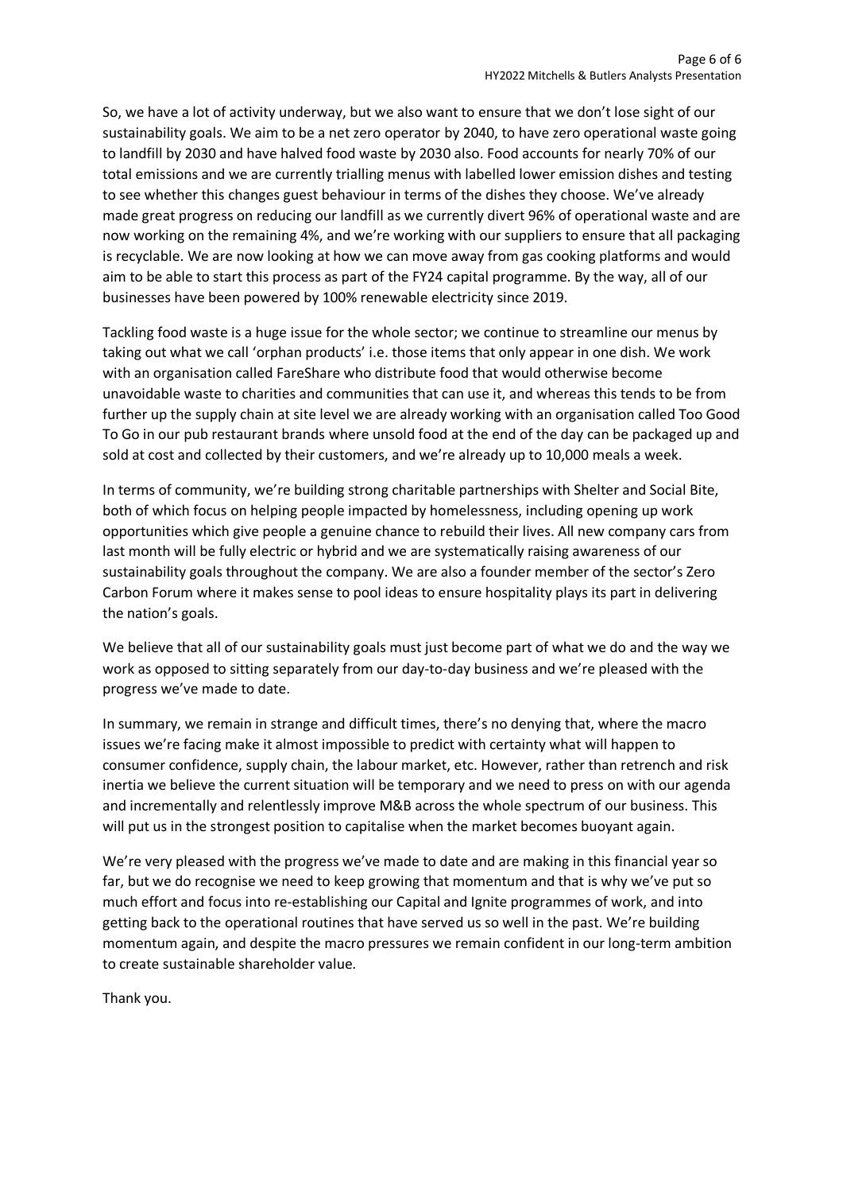So, we have a lot of activity underway, but we also want to ensure that we don't lose sight of our sustainability goals. We aim to be a net zero operator by 2040, to have zero operational waste going to landfill by 2030 and have halved food waste by 2030 also. Food accounts for nearly 70% of our total emissions and we are currently trialling menus with labelled lower emission dishes and testing to see whether this changes guest behaviour in terms of the dishes they choose. We've already made great progress on reducing our landfill as we currently divert 96% of operational waste and are now working on the remaining 4%, and we're working with our suppliers to ensure that all packaging is recyclable. We are now looking at how we can move away from gas cooking platforms and would aim to be able to start this process as part of the FY24 capital programme. By the way, all of our businesses have been powered by 100% renewable electricity since 2019.

Tackling food waste is a huge issue for the whole sector; we continue to streamline our menus by taking out what we call 'orphan products' i.e. those items that only appear in one dish. We work with an organisation called FareShare who distribute food that would otherwise become unavoidable waste to charities and communities that can use it, and whereas this tends to be from further up the supply chain at site level we are already working with an organisation called Too Good To Go in our pub restaurant brands where unsold food at the end of the day can be packaged up and sold at cost and collected by their customers, and we're already up to 10,000 meals a week.

In terms of community, we're building strong charitable partnerships with Shelter and Social Bite, both of which focus on helping people impacted by homelessness, including opening up work opportunities which give people a genuine chance to rebuild their lives. All new company cars from last month will be fully electric or hybrid and we are systematically raising awareness of our sustainability goals throughout the company. We are also a founder member of the sector's Zero Carbon Forum where it makes sense to pool ideas to ensure hospitality plays its part in delivering the nation's goals.

We believe that all of our sustainability goals must just become part of what we do and the way we work as opposed to sitting separately from our day-to-day business and we're pleased with the progress we've made to date.

In summary, we remain in strange and difficult times, there's no denying that, where the macro issues we're facing make it almost impossible to predict with certainty what will happen to consumer confidence, supply chain, the labour market, etc. However, rather than retrench and risk inertia we believe the current situation will be temporary and we need to press on with our agenda and incrementally and relentlessly improve M&B across the whole spectrum of our business. This will put us in the strongest position to capitalise when the market becomes buoyant again.

We're very pleased with the progress we've made to date and are making in this financial year so far, but we do recognise we need to keep growing that momentum and that is why we've put so much effort and focus into re-establishing our Capital and Ignite programmes of work, and into getting back to the operational routines that have served us so well in the past. We're building momentum again, and despite the macro pressures we remain confident in our long-term ambition to create sustainable shareholder value.

Thank you.